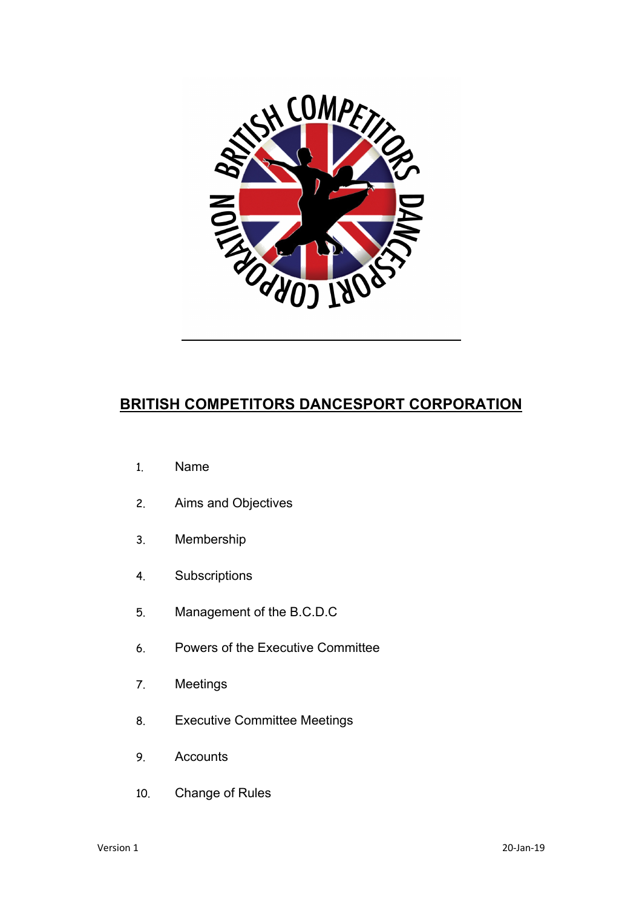# BRITISH COMPETITORS DANCESPORT CORPORATION

1. Name
2. Aims and Objectives
3. Membership
4. Subscriptions
5. Management of the B.C.D.C
6. Powers of the Executive Committee
7. Meetings
8. Executive Committee Meetings
9. Accounts
10. Change of Rules

Version 1 20-Jan-19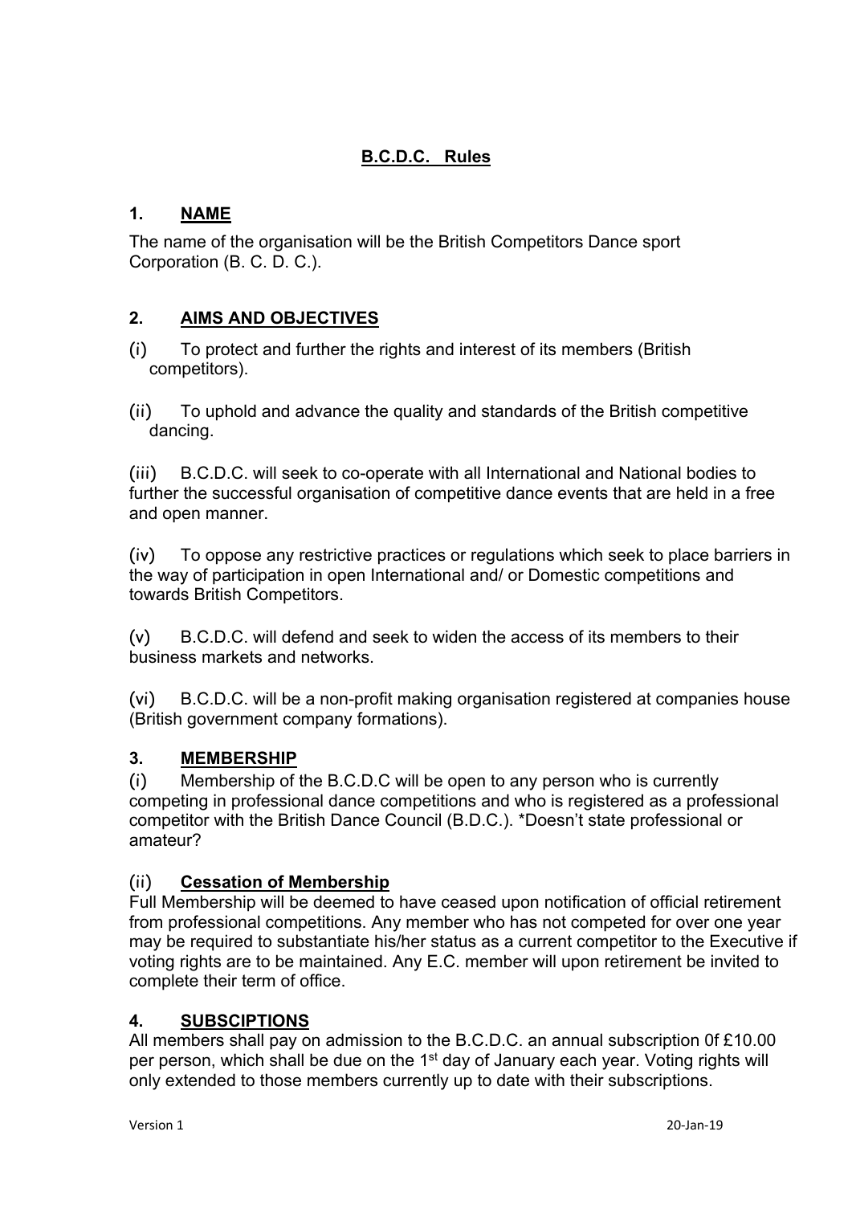## B.C.D.C. Rules

### 1. NAME

The name of the organisation will be the British Competitors Dance sport Corporation (B. C. D. C.).

### 2. AIMS AND OBJECTIVES

(i) To protect and further the rights and interest of its members (British competitors).

(ii) To uphold and advance the quality and standards of the British competitive dancing.

(iii) B.C.D.C. will seek to co-operate with all International and National bodies to further the successful organisation of competitive dance events that are held in a free and open manner.

(iv) To oppose any restrictive practices or regulations which seek to place barriers in the way of participation in open International and/ or Domestic competitions and towards British Competitors.

(v) B.C.D.C. will defend and seek to widen the access of its members to their business markets and networks.

(vi) B.C.D.C. will be a non-profit making organisation registered at companies house (British government company formations).

### 3. MEMBERSHIP

(i) Membership of the B.C.D.C will be open to any person who is currently competing in professional dance competitions and who is registered as a professional competitor with the British Dance Council (B.D.C.). *Doesn't state professional or amateur?

(ii) **Cessation of Membership**

Full Membership will be deemed to have ceased upon notification of official retirement from professional competitions. Any member who has not competed for over one year may be required to substantiate his/her status as a current competitor to the Executive if voting rights are to be maintained. Any E.C. member will upon retirement be invited to complete their term of office.

### 4. SUBSCIPTIONS

All members shall pay on admission to the B.C.D.C. an annual subscription 0f £10.00 per person, which shall be due on the 1st day of January each year. Voting rights will only extended to those members currently up to date with their subscriptions.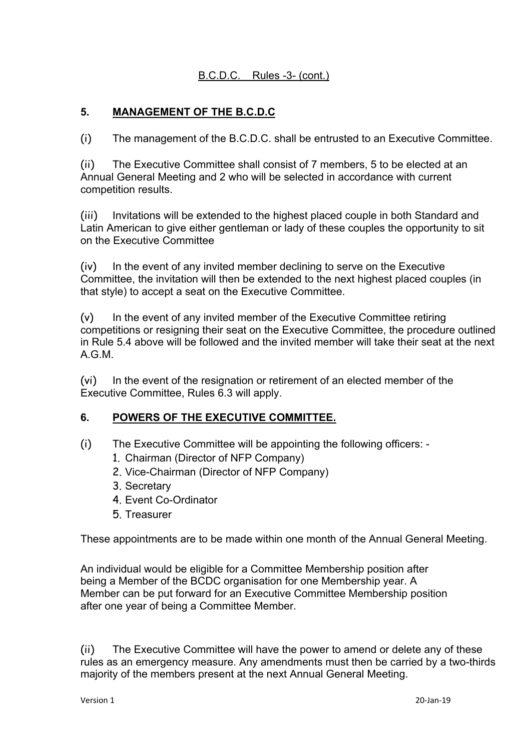B.C.D.C. Rules -3- (cont.)

## 5. MANAGEMENT OF THE B.C.D.C

(i) The management of the B.C.D.C. shall be entrusted to an Executive Committee.

(ii) The Executive Committee shall consist of 7 members, 5 to be elected at an Annual General Meeting and 2 who will be selected in accordance with current competition results.

(iii) Invitations will be extended to the highest placed couple in both Standard and Latin American to give either gentleman or lady of these couples the opportunity to sit on the Executive Committee

(iv) In the event of any invited member declining to serve on the Executive Committee, the invitation will then be extended to the next highest placed couples (in that style) to accept a seat on the Executive Committee.

(v) In the event of any invited member of the Executive Committee retiring competitions or resigning their seat on the Executive Committee, the procedure outlined in Rule 5.4 above will be followed and the invited member will take their seat at the next A.G.M.

(vi) In the event of the resignation or retirement of an elected member of the Executive Committee, Rules 6.3 will apply.

## 6. POWERS OF THE EXECUTIVE COMMITTEE.

(i) The Executive Committee will be appointing the following officers: -

1. Chairman (Director of NFP Company)
2. Vice-Chairman (Director of NFP Company)
3. Secretary
4. Event Co-Ordinator
5. Treasurer

These appointments are to be made within one month of the Annual General Meeting.

An individual would be eligible for a Committee Membership position after being a Member of the BCDC organisation for one Membership year. A Member can be put forward for an Executive Committee Membership position after one year of being a Committee Member.

(ii) The Executive Committee will have the power to amend or delete any of these rules as an emergency measure. Any amendments must then be carried by a two-thirds majority of the members present at the next Annual General Meeting.

Version 1 20-Jan-19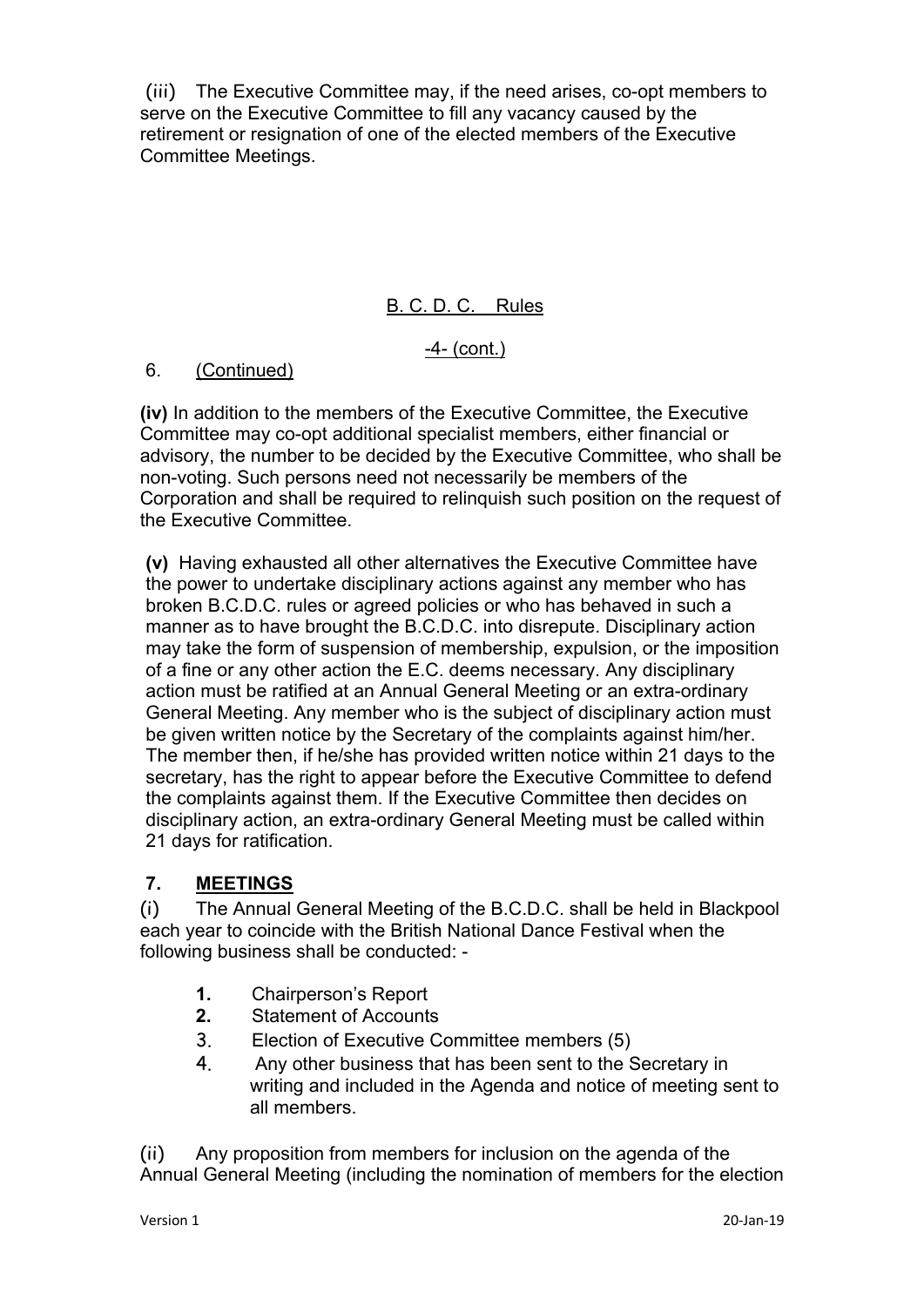(iii) The Executive Committee may, if the need arises, co-opt members to serve on the Executive Committee to fill any vacancy caused by the retirement or resignation of one of the elected members of the Executive Committee Meetings.

B. C. D. C. Rules

-4- (cont.)

6. (Continued)

**(iv)** In addition to the members of the Executive Committee, the Executive Committee may co-opt additional specialist members, either financial or advisory, the number to be decided by the Executive Committee, who shall be non-voting. Such persons need not necessarily be members of the Corporation and shall be required to relinquish such position on the request of the Executive Committee.

**(v)** Having exhausted all other alternatives the Executive Committee have the power to undertake disciplinary actions against any member who has broken B.C.D.C. rules or agreed policies or who has behaved in such a manner as to have brought the B.C.D.C. into disrepute. Disciplinary action may take the form of suspension of membership, expulsion, or the imposition of a fine or any other action the E.C. deems necessary. Any disciplinary action must be ratified at an Annual General Meeting or an extra-ordinary General Meeting. Any member who is the subject of disciplinary action must be given written notice by the Secretary of the complaints against him/her. The member then, if he/she has provided written notice within 21 days to the secretary, has the right to appear before the Executive Committee to defend the complaints against them. If the Executive Committee then decides on disciplinary action, an extra-ordinary General Meeting must be called within 21 days for ratification.

## 7. MEETINGS

(i) The Annual General Meeting of the B.C.D.C. shall be held in Blackpool each year to coincide with the British National Dance Festival when the following business shall be conducted: -

1. Chairperson's Report
2. Statement of Accounts
3. Election of Executive Committee members (5)
4. Any other business that has been sent to the Secretary in writing and included in the Agenda and notice of meeting sent to all members.

(ii) Any proposition from members for inclusion on the agenda of the Annual General Meeting (including the nomination of members for the election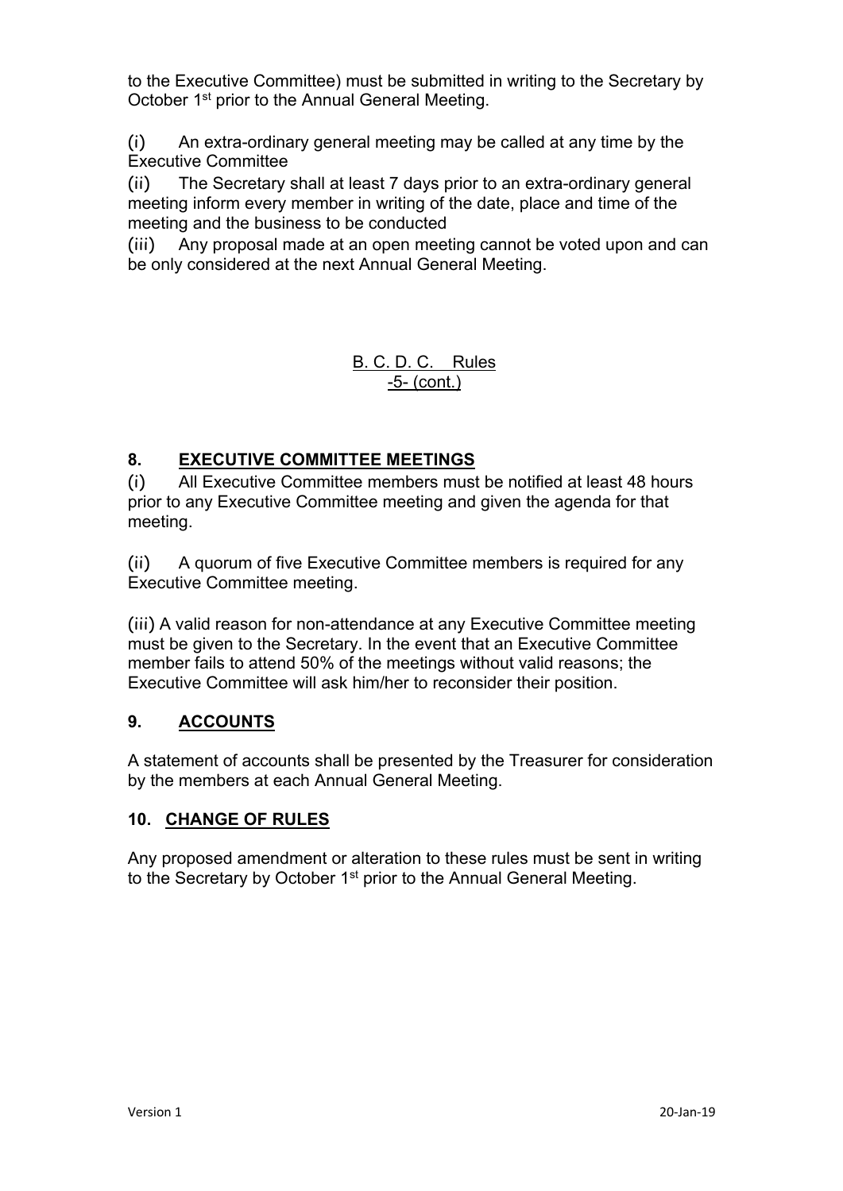to the Executive Committee) must be submitted in writing to the Secretary by October 1st prior to the Annual General Meeting.

(i) An extra-ordinary general meeting may be called at any time by the Executive Committee

(ii) The Secretary shall at least 7 days prior to an extra-ordinary general meeting inform every member in writing of the date, place and time of the meeting and the business to be conducted

(iii) Any proposal made at an open meeting cannot be voted upon and can be only considered at the next Annual General Meeting.

B. C. D. C. Rules
-5- (cont.)

## 8. EXECUTIVE COMMITTEE MEETINGS

(i) All Executive Committee members must be notified at least 48 hours prior to any Executive Committee meeting and given the agenda for that meeting.

(ii) A quorum of five Executive Committee members is required for any Executive Committee meeting.

(iii) A valid reason for non-attendance at any Executive Committee meeting must be given to the Secretary. In the event that an Executive Committee member fails to attend 50% of the meetings without valid reasons; the Executive Committee will ask him/her to reconsider their position.

## 9. ACCOUNTS

A statement of accounts shall be presented by the Treasurer for consideration by the members at each Annual General Meeting.

## 10. CHANGE OF RULES

Any proposed amendment or alteration to these rules must be sent in writing to the Secretary by October 1st prior to the Annual General Meeting.

Version 1 20-Jan-19